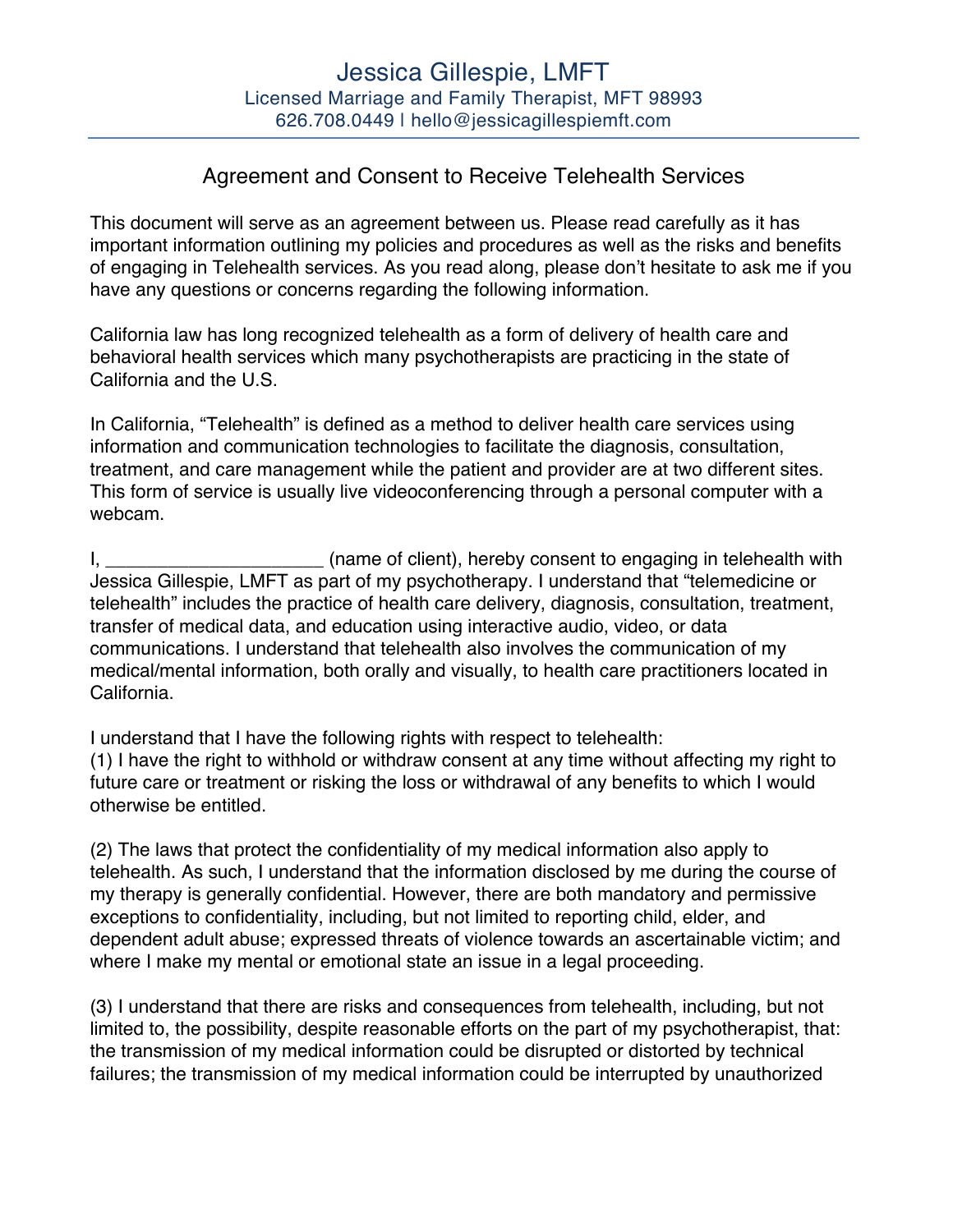# Jessica Gillespie, LMFT

Licensed Marriage and Family Therapist, MFT 98993
626.708.0449 | hello@jessicagillespiemft.com

## Agreement and Consent to Receive Telehealth Services

This document will serve as an agreement between us. Please read carefully as it has important information outlining my policies and procedures as well as the risks and benefits of engaging in Telehealth services. As you read along, please don't hesitate to ask me if you have any questions or concerns regarding the following information.

California law has long recognized telehealth as a form of delivery of health care and behavioral health services which many psychotherapists are practicing in the state of California and the U.S.

In California, "Telehealth" is defined as a method to deliver health care services using information and communication technologies to facilitate the diagnosis, consultation, treatment, and care management while the patient and provider are at two different sites. This form of service is usually live videoconferencing through a personal computer with a webcam.

I, _____________________ (name of client), hereby consent to engaging in telehealth with Jessica Gillespie, LMFT as part of my psychotherapy. I understand that "telemedicine or telehealth" includes the practice of health care delivery, diagnosis, consultation, treatment, transfer of medical data, and education using interactive audio, video, or data communications. I understand that telehealth also involves the communication of my medical/mental information, both orally and visually, to health care practitioners located in California.

I understand that I have the following rights with respect to telehealth:
(1) I have the right to withhold or withdraw consent at any time without affecting my right to future care or treatment or risking the loss or withdrawal of any benefits to which I would otherwise be entitled.

(2) The laws that protect the confidentiality of my medical information also apply to telehealth. As such, I understand that the information disclosed by me during the course of my therapy is generally confidential. However, there are both mandatory and permissive exceptions to confidentiality, including, but not limited to reporting child, elder, and dependent adult abuse; expressed threats of violence towards an ascertainable victim; and where I make my mental or emotional state an issue in a legal proceeding.

(3) I understand that there are risks and consequences from telehealth, including, but not limited to, the possibility, despite reasonable efforts on the part of my psychotherapist, that: the transmission of my medical information could be disrupted or distorted by technical failures; the transmission of my medical information could be interrupted by unauthorized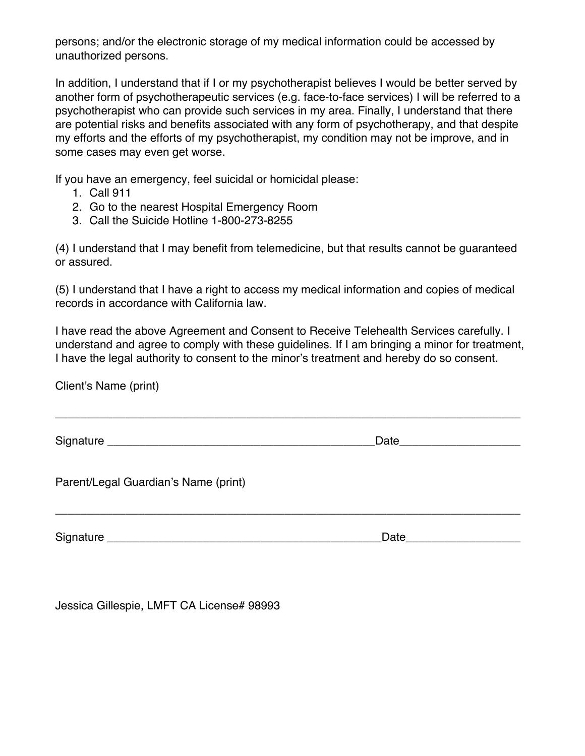persons; and/or the electronic storage of my medical information could be accessed by unauthorized persons.

In addition, I understand that if I or my psychotherapist believes I would be better served by another form of psychotherapeutic services (e.g. face-to-face services) I will be referred to a psychotherapist who can provide such services in my area. Finally, I understand that there are potential risks and benefits associated with any form of psychotherapy, and that despite my efforts and the efforts of my psychotherapist, my condition may not be improve, and in some cases may even get worse.

If you have an emergency, feel suicidal or homicidal please:

1. Call 911
2. Go to the nearest Hospital Emergency Room
3. Call the Suicide Hotline 1-800-273-8255

(4) I understand that I may benefit from telemedicine, but that results cannot be guaranteed or assured.

(5) I understand that I have a right to access my medical information and copies of medical records in accordance with California law.

I have read the above Agreement and Consent to Receive Telehealth Services carefully. I understand and agree to comply with these guidelines. If I am bringing a minor for treatment, I have the legal authority to consent to the minor's treatment and hereby do so consent.

Client's Name (print)

_______________________________________________________________________________

Signature ____________________________________________Date___________________

Parent/Legal Guardian's Name (print)

_______________________________________________________________________________

Signature _____________________________________________Date__________________

Jessica Gillespie, LMFT CA License# 98993